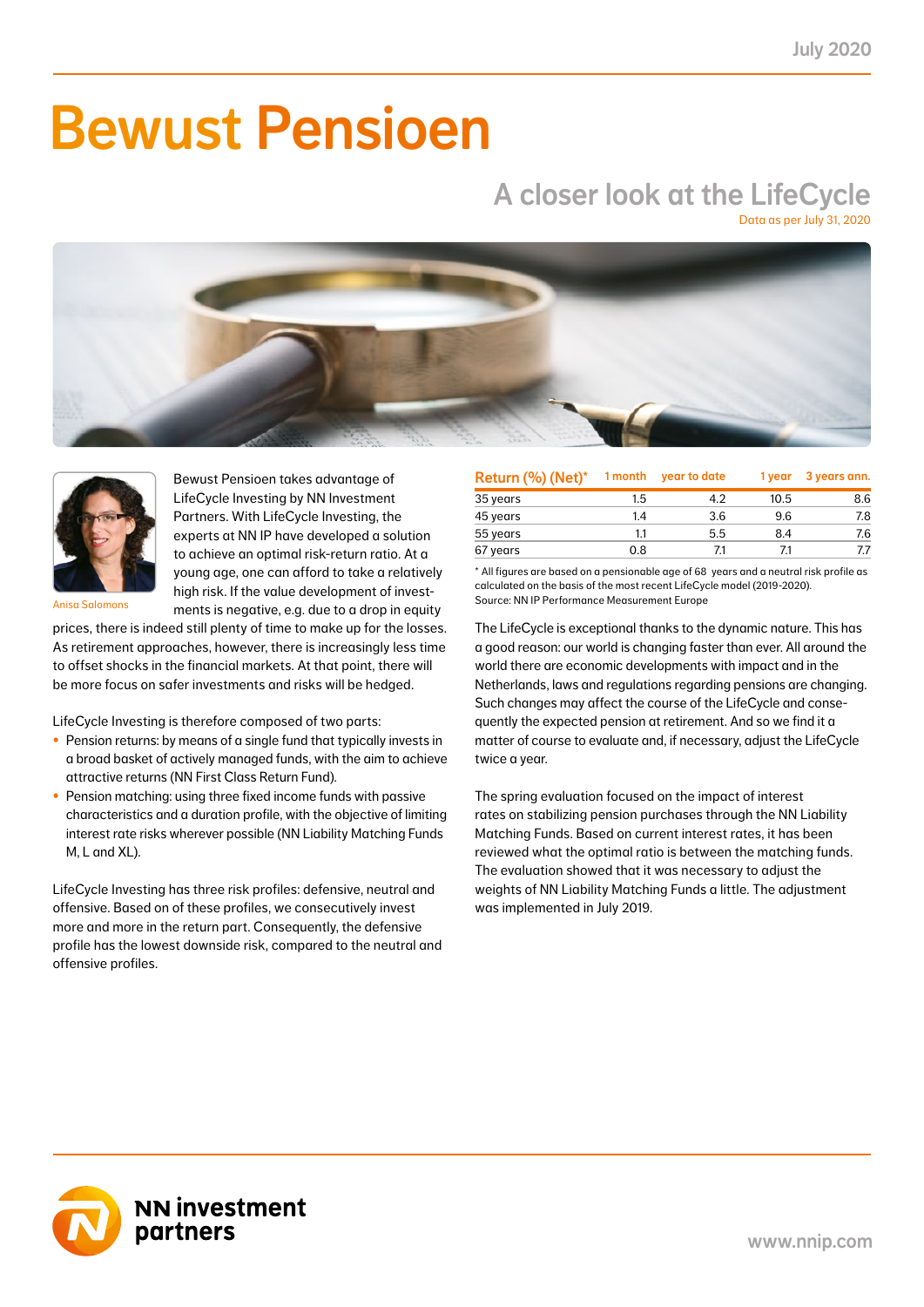# Bewust Pensioen

## A closer look at the LifeCycle

Data as per July 31, 2020

Anisa Salomons

Bewust Pensioen takes advantage of LifeCycle Investing by NN Investment Partners. With LifeCycle Investing, the experts at NN IP have developed a solution to achieve an optimal risk-return ratio. At a young age, one can afford to take a relatively high risk. If the value development of investments is negative, e.g. due to a drop in equity prices, there is indeed still plenty of time to make up for the losses. As retirement approaches, however, there is increasingly less time to offset shocks in the financial markets. At that point, there will be more focus on safer investments and risks will be hedged.

LifeCycle Investing is therefore composed of two parts:

- Pension returns: by means of a single fund that typically invests in a broad basket of actively managed funds, with the aim to achieve attractive returns (NN First Class Return Fund).
- Pension matching: using three fixed income funds with passive characteristics and a duration profile, with the objective of limiting interest rate risks wherever possible (NN Liability Matching Funds M, L and XL).

LifeCycle Investing has three risk profiles: defensive, neutral and offensive. Based on of these profiles, we consecutively invest more and more in the return part. Consequently, the defensive profile has the lowest downside risk, compared to the neutral and offensive profiles.

| Return (%) (Net)* | 1 month | year to date | 1 year | 3 years ann. |
|---|---|---|---|---|
| 35 years | 1.5 | 4.2 | 10.5 | 8.6 |
| 45 years | 1.4 | 3.6 | 9.6 | 7.8 |
| 55 years | 1.1 | 5.5 | 8.4 | 7.6 |
| 67 years | 0.8 | 7.1 | 7.1 | 7.7 |

\* All figures are based on a pensionable age of 68 years and a neutral risk profile as calculated on the basis of the most recent LifeCycle model (2019-2020).
Source: NN IP Performance Measurement Europe

The LifeCycle is exceptional thanks to the dynamic nature. This has a good reason: our world is changing faster than ever. All around the world there are economic developments with impact and in the Netherlands, laws and regulations regarding pensions are changing. Such changes may affect the course of the LifeCycle and consequently the expected pension at retirement. And so we find it a matter of course to evaluate and, if necessary, adjust the LifeCycle twice a year.

The spring evaluation focused on the impact of interest rates on stabilizing pension purchases through the NN Liability Matching Funds. Based on current interest rates, it has been reviewed what the optimal ratio is between the matching funds. The evaluation showed that it was necessary to adjust the weights of NN Liability Matching Funds a little. The adjustment was implemented in July 2019.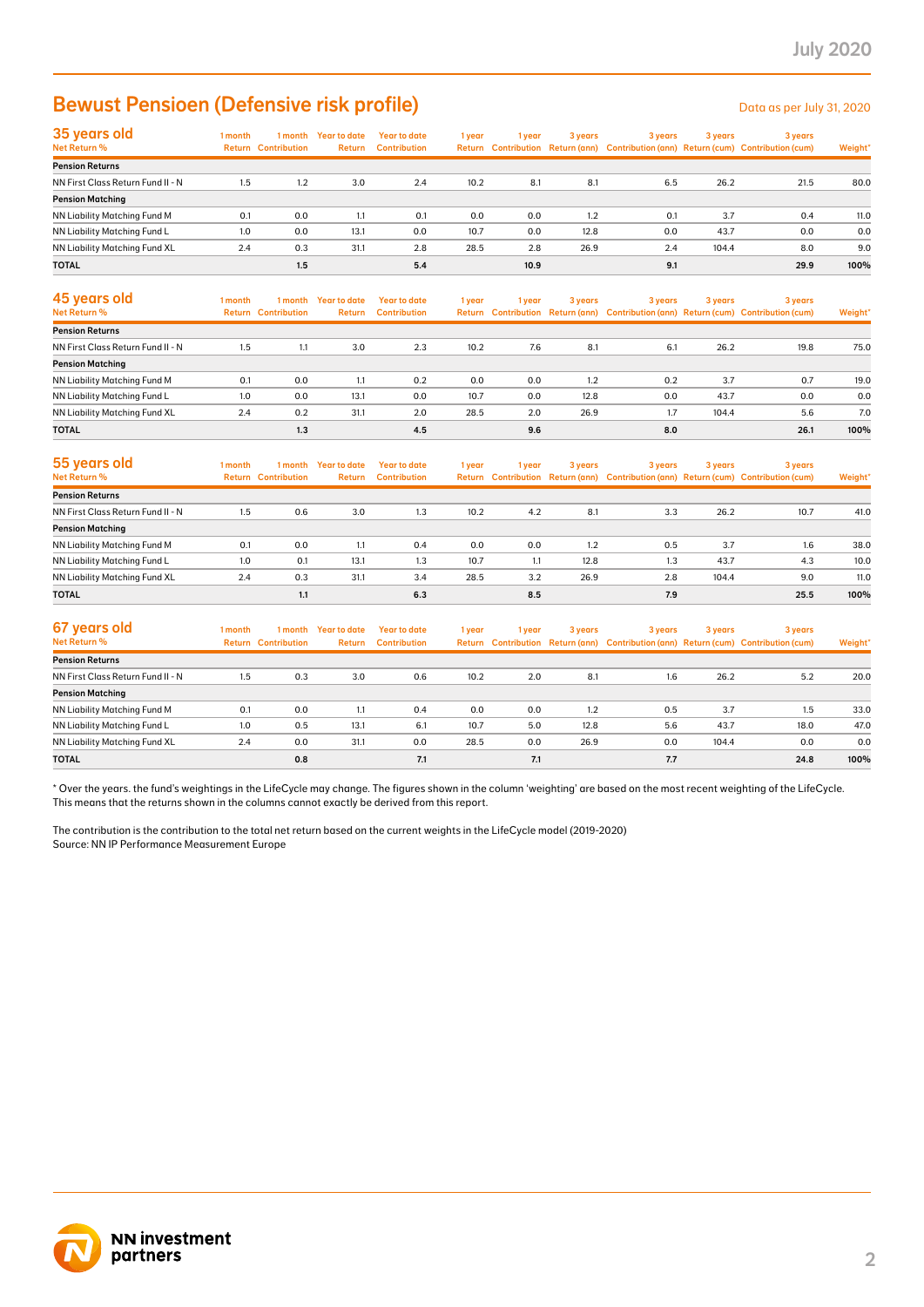# Bewust Pensioen (Defensive risk profile)

Data as per July 31, 2020

## 35 years old

| Net Return % | 1 month Return | 1 month Contribution | Year to date Return | Year to date Contribution | 1 year Return | 1 year Contribution | 3 years Return (ann) | 3 years Contribution (ann) | 3 years Return (cum) | 3 years Contribution (cum) | Weight* |
|---|---|---|---|---|---|---|---|---|---|---|---|
| **Pension Returns** | | | | | | | | | | | |
| NN First Class Return Fund II - N | 1.5 | 1.2 | 3.0 | 2.4 | 10.2 | 8.1 | 8.1 | 6.5 | 26.2 | 21.5 | 80.0 |
| **Pension Matching** | | | | | | | | | | | |
| NN Liability Matching Fund M | 0.1 | 0.0 | 1.1 | 0.1 | 0.0 | 0.0 | 1.2 | 0.1 | 3.7 | 0.4 | 11.0 |
| NN Liability Matching Fund L | 1.0 | 0.0 | 13.1 | 0.0 | 10.7 | 0.0 | 12.8 | 0.0 | 43.7 | 0.0 | 0.0 |
| NN Liability Matching Fund XL | 2.4 | 0.3 | 31.1 | 2.8 | 28.5 | 2.8 | 26.9 | 2.4 | 104.4 | 8.0 | 9.0 |
| **TOTAL** | | **1.5** | | **5.4** | | **10.9** | | **9.1** | | **29.9** | **100%** |

## 45 years old

| Net Return % | 1 month Return | 1 month Contribution | Year to date Return | Year to date Contribution | 1 year Return | 1 year Contribution | 3 years Return (ann) | 3 years Contribution (ann) | 3 years Return (cum) | 3 years Contribution (cum) | Weight* |
|---|---|---|---|---|---|---|---|---|---|---|---|
| **Pension Returns** | | | | | | | | | | | |
| NN First Class Return Fund II - N | 1.5 | 1.1 | 3.0 | 2.3 | 10.2 | 7.6 | 8.1 | 6.1 | 26.2 | 19.8 | 75.0 |
| **Pension Matching** | | | | | | | | | | | |
| NN Liability Matching Fund M | 0.1 | 0.0 | 1.1 | 0.2 | 0.0 | 0.0 | 1.2 | 0.2 | 3.7 | 0.7 | 19.0 |
| NN Liability Matching Fund L | 1.0 | 0.0 | 13.1 | 0.0 | 10.7 | 0.0 | 12.8 | 0.0 | 43.7 | 0.0 | 0.0 |
| NN Liability Matching Fund XL | 2.4 | 0.2 | 31.1 | 2.0 | 28.5 | 2.0 | 26.9 | 1.7 | 104.4 | 5.6 | 7.0 |
| **TOTAL** | | **1.3** | | **4.5** | | **9.6** | | **8.0** | | **26.1** | **100%** |

## 55 years old

| Net Return % | 1 month Return | 1 month Contribution | Year to date Return | Year to date Contribution | 1 year Return | 1 year Contribution | 3 years Return (ann) | 3 years Contribution (ann) | 3 years Return (cum) | 3 years Contribution (cum) | Weight* |
|---|---|---|---|---|---|---|---|---|---|---|---|
| **Pension Returns** | | | | | | | | | | | |
| NN First Class Return Fund II - N | 1.5 | 0.6 | 3.0 | 1.3 | 10.2 | 4.2 | 8.1 | 3.3 | 26.2 | 10.7 | 41.0 |
| **Pension Matching** | | | | | | | | | | | |
| NN Liability Matching Fund M | 0.1 | 0.0 | 1.1 | 0.4 | 0.0 | 0.0 | 1.2 | 0.5 | 3.7 | 1.6 | 38.0 |
| NN Liability Matching Fund L | 1.0 | 0.1 | 13.1 | 1.3 | 10.7 | 1.1 | 12.8 | 1.3 | 43.7 | 4.3 | 10.0 |
| NN Liability Matching Fund XL | 2.4 | 0.3 | 31.1 | 3.4 | 28.5 | 3.2 | 26.9 | 2.8 | 104.4 | 9.0 | 11.0 |
| **TOTAL** | | **1.1** | | **6.3** | | **8.5** | | **7.9** | | **25.5** | **100%** |

## 67 years old

| Net Return % | 1 month Return | 1 month Contribution | Year to date Return | Year to date Contribution | 1 year Return | 1 year Contribution | 3 years Return (ann) | 3 years Contribution (ann) | 3 years Return (cum) | 3 years Contribution (cum) | Weight* |
|---|---|---|---|---|---|---|---|---|---|---|---|
| **Pension Returns** | | | | | | | | | | | |
| NN First Class Return Fund II - N | 1.5 | 0.3 | 3.0 | 0.6 | 10.2 | 2.0 | 8.1 | 1.6 | 26.2 | 5.2 | 20.0 |
| **Pension Matching** | | | | | | | | | | | |
| NN Liability Matching Fund M | 0.1 | 0.0 | 1.1 | 0.4 | 0.0 | 0.0 | 1.2 | 0.5 | 3.7 | 1.5 | 33.0 |
| NN Liability Matching Fund L | 1.0 | 0.5 | 13.1 | 6.1 | 10.7 | 5.0 | 12.8 | 5.6 | 43.7 | 18.0 | 47.0 |
| NN Liability Matching Fund XL | 2.4 | 0.0 | 31.1 | 0.0 | 28.5 | 0.0 | 26.9 | 0.0 | 104.4 | 0.0 | 0.0 |
| **TOTAL** | | **0.8** | | **7.1** | | **7.1** | | **7.7** | | **24.8** | **100%** |

* Over the years. the fund's weightings in the LifeCycle may change. The figures shown in the column 'weighting' are based on the most recent weighting of the LifeCycle. This means that the returns shown in the columns cannot exactly be derived from this report.

The contribution is the contribution to the total net return based on the current weights in the LifeCycle model (2019-2020)
Source: NN IP Performance Measurement Europe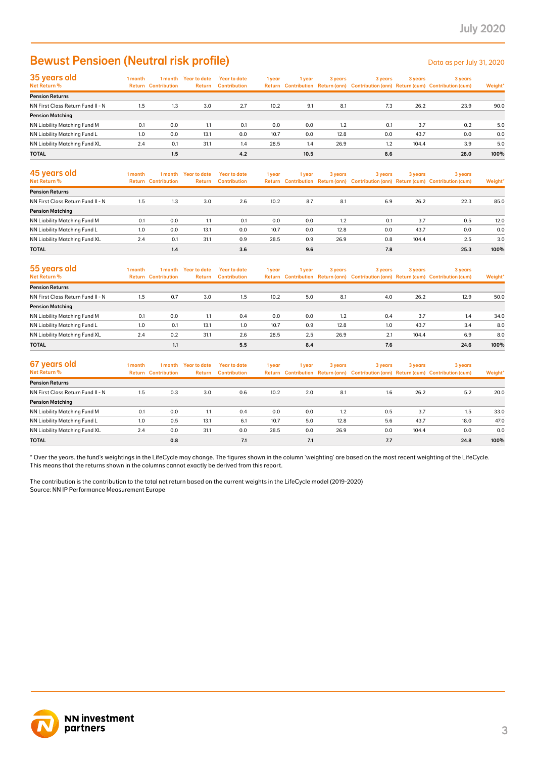# Bewust Pensioen (Neutral risk profile)

Data as per July 31, 2020

| 35 years old<br>Net Return % | 1 month Return | 1 month Contribution | Year to date Return | Year to date Contribution | 1 year Return | 1 year Contribution | 3 years Return (ann) | 3 years Contribution (ann) | 3 years Return (cum) | 3 years Contribution (cum) | Weight* |
|---|---|---|---|---|---|---|---|---|---|---|---|
| **Pension Returns** | | | | | | | | | | | |
| NN First Class Return Fund II - N | 1.5 | 1.3 | 3.0 | 2.7 | 10.2 | 9.1 | 8.1 | 7.3 | 26.2 | 23.9 | 90.0 |
| **Pension Matching** | | | | | | | | | | | |
| NN Liability Matching Fund M | 0.1 | 0.0 | 1.1 | 0.1 | 0.0 | 0.0 | 1.2 | 0.1 | 3.7 | 0.2 | 5.0 |
| NN Liability Matching Fund L | 1.0 | 0.0 | 13.1 | 0.0 | 10.7 | 0.0 | 12.8 | 0.0 | 43.7 | 0.0 | 0.0 |
| NN Liability Matching Fund XL | 2.4 | 0.1 | 31.1 | 1.4 | 28.5 | 1.4 | 26.9 | 1.2 | 104.4 | 3.9 | 5.0 |
| **TOTAL** | | **1.5** | | **4.2** | | **10.5** | | **8.6** | | **28.0** | **100%** |

| 45 years old<br>Net Return % | 1 month Return | 1 month Contribution | Year to date Return | Year to date Contribution | 1 year Return | 1 year Contribution | 3 years Return (ann) | 3 years Contribution (ann) | 3 years Return (cum) | 3 years Contribution (cum) | Weight* |
|---|---|---|---|---|---|---|---|---|---|---|---|
| **Pension Returns** | | | | | | | | | | | |
| NN First Class Return Fund II - N | 1.5 | 1.3 | 3.0 | 2.6 | 10.2 | 8.7 | 8.1 | 6.9 | 26.2 | 22.3 | 85.0 |
| **Pension Matching** | | | | | | | | | | | |
| NN Liability Matching Fund M | 0.1 | 0.0 | 1.1 | 0.1 | 0.0 | 0.0 | 1.2 | 0.1 | 3.7 | 0.5 | 12.0 |
| NN Liability Matching Fund L | 1.0 | 0.0 | 13.1 | 0.0 | 10.7 | 0.0 | 12.8 | 0.0 | 43.7 | 0.0 | 0.0 |
| NN Liability Matching Fund XL | 2.4 | 0.1 | 31.1 | 0.9 | 28.5 | 0.9 | 26.9 | 0.8 | 104.4 | 2.5 | 3.0 |
| **TOTAL** | | **1.4** | | **3.6** | | **9.6** | | **7.8** | | **25.3** | **100%** |

| 55 years old<br>Net Return % | 1 month Return | 1 month Contribution | Year to date Return | Year to date Contribution | 1 year Return | 1 year Contribution | 3 years Return (ann) | 3 years Contribution (ann) | 3 years Return (cum) | 3 years Contribution (cum) | Weight* |
|---|---|---|---|---|---|---|---|---|---|---|---|
| **Pension Returns** | | | | | | | | | | | |
| NN First Class Return Fund II - N | 1.5 | 0.7 | 3.0 | 1.5 | 10.2 | 5.0 | 8.1 | 4.0 | 26.2 | 12.9 | 50.0 |
| **Pension Matching** | | | | | | | | | | | |
| NN Liability Matching Fund M | 0.1 | 0.0 | 1.1 | 0.4 | 0.0 | 0.0 | 1.2 | 0.4 | 3.7 | 1.4 | 34.0 |
| NN Liability Matching Fund L | 1.0 | 0.1 | 13.1 | 1.0 | 10.7 | 0.9 | 12.8 | 1.0 | 43.7 | 3.4 | 8.0 |
| NN Liability Matching Fund XL | 2.4 | 0.2 | 31.1 | 2.6 | 28.5 | 2.5 | 26.9 | 2.1 | 104.4 | 6.9 | 8.0 |
| **TOTAL** | | **1.1** | | **5.5** | | **8.4** | | **7.6** | | **24.6** | **100%** |

| 67 years old<br>Net Return % | 1 month Return | 1 month Contribution | Year to date Return | Year to date Contribution | 1 year Return | 1 year Contribution | 3 years Return (ann) | 3 years Contribution (ann) | 3 years Return (cum) | 3 years Contribution (cum) | Weight* |
|---|---|---|---|---|---|---|---|---|---|---|---|
| **Pension Returns** | | | | | | | | | | | |
| NN First Class Return Fund II - N | 1.5 | 0.3 | 3.0 | 0.6 | 10.2 | 2.0 | 8.1 | 1.6 | 26.2 | 5.2 | 20.0 |
| **Pension Matching** | | | | | | | | | | | |
| NN Liability Matching Fund M | 0.1 | 0.0 | 1.1 | 0.4 | 0.0 | 0.0 | 1.2 | 0.5 | 3.7 | 1.5 | 33.0 |
| NN Liability Matching Fund L | 1.0 | 0.5 | 13.1 | 6.1 | 10.7 | 5.0 | 12.8 | 5.6 | 43.7 | 18.0 | 47.0 |
| NN Liability Matching Fund XL | 2.4 | 0.0 | 31.1 | 0.0 | 28.5 | 0.0 | 26.9 | 0.0 | 104.4 | 0.0 | 0.0 |
| **TOTAL** | | **0.8** | | **7.1** | | **7.1** | | **7.7** | | **24.8** | **100%** |

* Over the years. the fund's weightings in the LifeCycle may change. The figures shown in the column 'weighting' are based on the most recent weighting of the LifeCycle. This means that the returns shown in the columns cannot exactly be derived from this report.

The contribution is the contribution to the total net return based on the current weights in the LifeCycle model (2019-2020)
Source: NN IP Performance Measurement Europe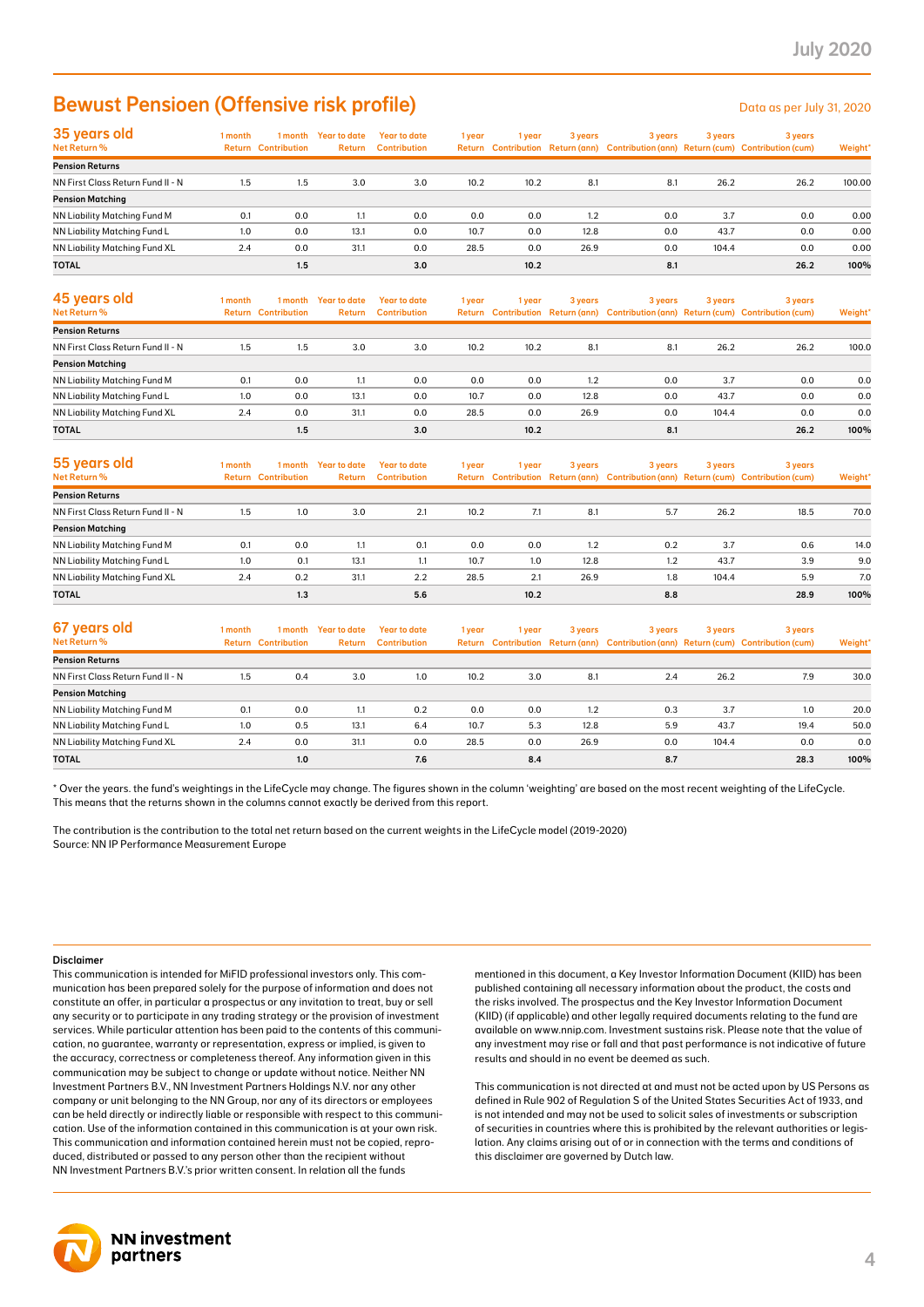# Bewust Pensioen (Offensive risk profile)

Data as per July 31, 2020

| 35 years old<br>Net Return % | 1 month Return | 1 month Contribution | Year to date Return | Year to date Contribution | 1 year Return | 1 year Contribution | 3 years Return (ann) | 3 years Contribution (ann) | 3 years Return (cum) | 3 years Contribution (cum) | Weight* |
|---|---|---|---|---|---|---|---|---|---|---|---|
| **Pension Returns** | | | | | | | | | | | |
| NN First Class Return Fund II - N | 1.5 | 1.5 | 3.0 | 3.0 | 10.2 | 10.2 | 8.1 | 8.1 | 26.2 | 26.2 | 100.00 |
| **Pension Matching** | | | | | | | | | | | |
| NN Liability Matching Fund M | 0.1 | 0.0 | 1.1 | 0.0 | 0.0 | 0.0 | 1.2 | 0.0 | 3.7 | 0.0 | 0.00 |
| NN Liability Matching Fund L | 1.0 | 0.0 | 13.1 | 0.0 | 10.7 | 0.0 | 12.8 | 0.0 | 43.7 | 0.0 | 0.00 |
| NN Liability Matching Fund XL | 2.4 | 0.0 | 31.1 | 0.0 | 28.5 | 0.0 | 26.9 | 0.0 | 104.4 | 0.0 | 0.00 |
| **TOTAL** | | **1.5** | | **3.0** | | **10.2** | | **8.1** | | **26.2** | **100%** |

| 45 years old<br>Net Return % | 1 month Return | 1 month Contribution | Year to date Return | Year to date Contribution | 1 year Return | 1 year Contribution | 3 years Return (ann) | 3 years Contribution (ann) | 3 years Return (cum) | 3 years Contribution (cum) | Weight* |
|---|---|---|---|---|---|---|---|---|---|---|---|
| **Pension Returns** | | | | | | | | | | | |
| NN First Class Return Fund II - N | 1.5 | 1.5 | 3.0 | 3.0 | 10.2 | 10.2 | 8.1 | 8.1 | 26.2 | 26.2 | 100.0 |
| **Pension Matching** | | | | | | | | | | | |
| NN Liability Matching Fund M | 0.1 | 0.0 | 1.1 | 0.0 | 0.0 | 0.0 | 1.2 | 0.0 | 3.7 | 0.0 | 0.0 |
| NN Liability Matching Fund L | 1.0 | 0.0 | 13.1 | 0.0 | 10.7 | 0.0 | 12.8 | 0.0 | 43.7 | 0.0 | 0.0 |
| NN Liability Matching Fund XL | 2.4 | 0.0 | 31.1 | 0.0 | 28.5 | 0.0 | 26.9 | 0.0 | 104.4 | 0.0 | 0.0 |
| **TOTAL** | | **1.5** | | **3.0** | | **10.2** | | **8.1** | | **26.2** | **100%** |

| 55 years old<br>Net Return % | 1 month Return | 1 month Contribution | Year to date Return | Year to date Contribution | 1 year Return | 1 year Contribution | 3 years Return (ann) | 3 years Contribution (ann) | 3 years Return (cum) | 3 years Contribution (cum) | Weight* |
|---|---|---|---|---|---|---|---|---|---|---|---|
| **Pension Returns** | | | | | | | | | | | |
| NN First Class Return Fund II - N | 1.5 | 1.0 | 3.0 | 2.1 | 10.2 | 7.1 | 8.1 | 5.7 | 26.2 | 18.5 | 70.0 |
| **Pension Matching** | | | | | | | | | | | |
| NN Liability Matching Fund M | 0.1 | 0.0 | 1.1 | 0.1 | 0.0 | 0.0 | 1.2 | 0.2 | 3.7 | 0.6 | 14.0 |
| NN Liability Matching Fund L | 1.0 | 0.1 | 13.1 | 1.1 | 10.7 | 1.0 | 12.8 | 1.2 | 43.7 | 3.9 | 9.0 |
| NN Liability Matching Fund XL | 2.4 | 0.2 | 31.1 | 2.2 | 28.5 | 2.1 | 26.9 | 1.8 | 104.4 | 5.9 | 7.0 |
| **TOTAL** | | **1.3** | | **5.6** | | **10.2** | | **8.8** | | **28.9** | **100%** |

| 67 years old<br>Net Return % | 1 month Return | 1 month Contribution | Year to date Return | Year to date Contribution | 1 year Return | 1 year Contribution | 3 years Return (ann) | 3 years Contribution (ann) | 3 years Return (cum) | 3 years Contribution (cum) | Weight* |
|---|---|---|---|---|---|---|---|---|---|---|---|
| **Pension Returns** | | | | | | | | | | | |
| NN First Class Return Fund II - N | 1.5 | 0.4 | 3.0 | 1.0 | 10.2 | 3.0 | 8.1 | 2.4 | 26.2 | 7.9 | 30.0 |
| **Pension Matching** | | | | | | | | | | | |
| NN Liability Matching Fund M | 0.1 | 0.0 | 1.1 | 0.2 | 0.0 | 0.0 | 1.2 | 0.3 | 3.7 | 1.0 | 20.0 |
| NN Liability Matching Fund L | 1.0 | 0.5 | 13.1 | 6.4 | 10.7 | 5.3 | 12.8 | 5.9 | 43.7 | 19.4 | 50.0 |
| NN Liability Matching Fund XL | 2.4 | 0.0 | 31.1 | 0.0 | 28.5 | 0.0 | 26.9 | 0.0 | 104.4 | 0.0 | 0.0 |
| **TOTAL** | | **1.0** | | **7.6** | | **8.4** | | **8.7** | | **28.3** | **100%** |

* Over the years. the fund's weightings in the LifeCycle may change. The figures shown in the column 'weighting' are based on the most recent weighting of the LifeCycle. This means that the returns shown in the columns cannot exactly be derived from this report.

The contribution is the contribution to the total net return based on the current weights in the LifeCycle model (2019-2020)
Source: NN IP Performance Measurement Europe

**Disclaimer**

This communication is intended for MiFID professional investors only. This communication has been prepared solely for the purpose of information and does not constitute an offer, in particular a prospectus or any invitation to treat, buy or sell any security or to participate in any trading strategy or the provision of investment services. While particular attention has been paid to the contents of this communication, no guarantee, warranty or representation, express or implied, is given to the accuracy, correctness or completeness thereof. Any information given in this communication may be subject to change or update without notice. Neither NN Investment Partners B.V., NN Investment Partners Holdings N.V. nor any other company or unit belonging to the NN Group, nor any of its directors or employees can be held directly or indirectly liable or responsible with respect to this communication. Use of the information contained in this communication is at your own risk. This communication and information contained herein must not be copied, reproduced, distributed or passed to any person other than the recipient without NN Investment Partners B.V.'s prior written consent. In relation all the funds mentioned in this document, a Key Investor Information Document (KIID) has been published containing all necessary information about the product, the costs and the risks involved. The prospectus and the Key Investor Information Document (KIID) (if applicable) and other legally required documents relating to the fund are available on www.nnip.com. Investment sustains risk. Please note that the value of any investment may rise or fall and that past performance is not indicative of future results and should in no event be deemed as such.

This communication is not directed at and must not be acted upon by US Persons as defined in Rule 902 of Regulation S of the United States Securities Act of 1933, and is not intended and may not be used to solicit sales of investments or subscription of securities in countries where this is prohibited by the relevant authorities or legislation. Any claims arising out of or in connection with the terms and conditions of this disclaimer are governed by Dutch law.